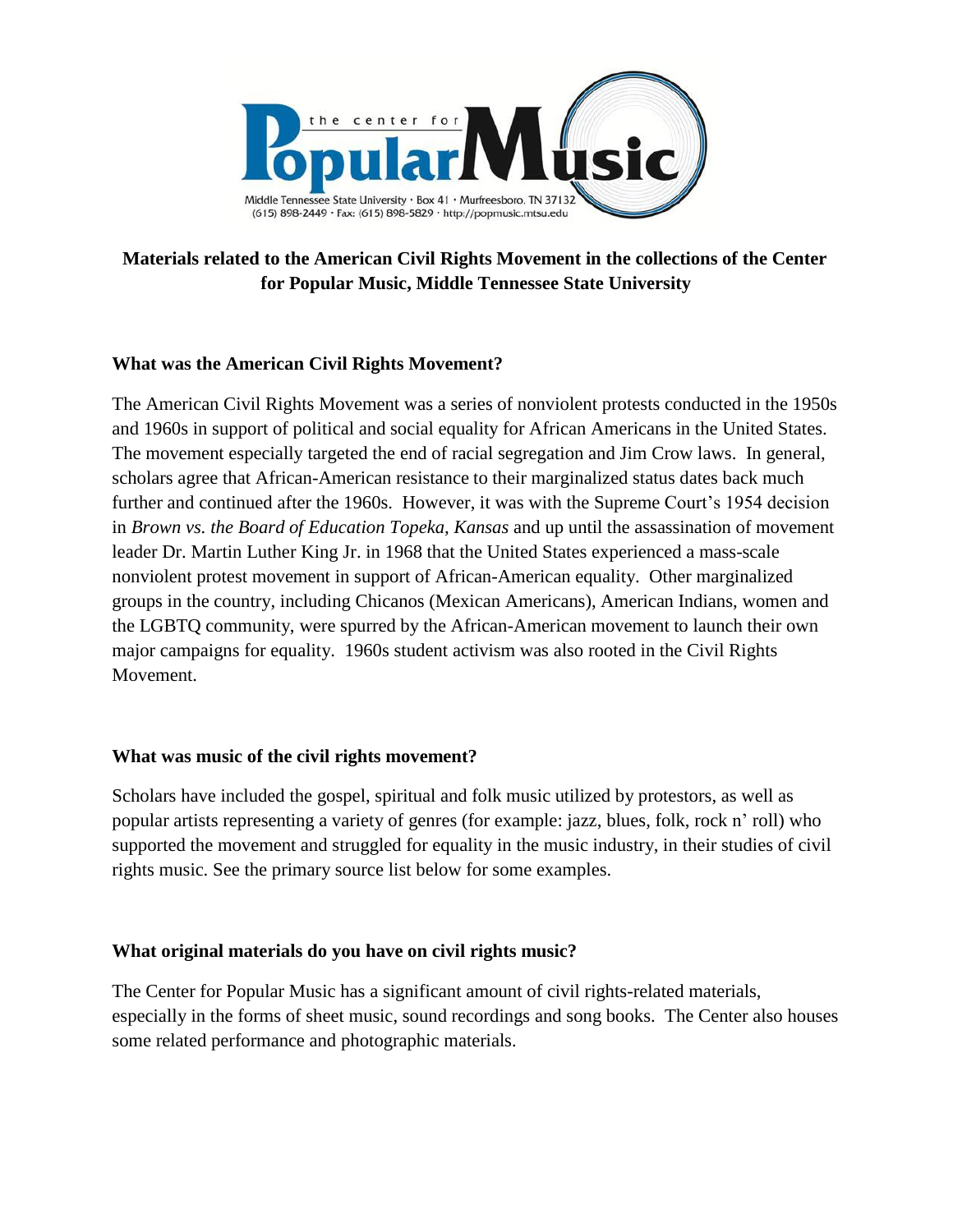the center for Popular Music

Middle Tennessee State University · Box 41 · Murfreesboro, TN 37132
(615) 898-2449 · Fax: (615) 898-5829 · http://popmusic.mtsu.edu

# Materials related to the American Civil Rights Movement in the collections of the Center for Popular Music, Middle Tennessee State University

## What was the American Civil Rights Movement?

The American Civil Rights Movement was a series of nonviolent protests conducted in the 1950s and 1960s in support of political and social equality for African Americans in the United States. The movement especially targeted the end of racial segregation and Jim Crow laws. In general, scholars agree that African-American resistance to their marginalized status dates back much further and continued after the 1960s. However, it was with the Supreme Court's 1954 decision in *Brown vs. the Board of Education Topeka, Kansas* and up until the assassination of movement leader Dr. Martin Luther King Jr. in 1968 that the United States experienced a mass-scale nonviolent protest movement in support of African-American equality. Other marginalized groups in the country, including Chicanos (Mexican Americans), American Indians, women and the LGBTQ community, were spurred by the African-American movement to launch their own major campaigns for equality. 1960s student activism was also rooted in the Civil Rights Movement.

## What was music of the civil rights movement?

Scholars have included the gospel, spiritual and folk music utilized by protestors, as well as popular artists representing a variety of genres (for example: jazz, blues, folk, rock n' roll) who supported the movement and struggled for equality in the music industry, in their studies of civil rights music. See the primary source list below for some examples.

## What original materials do you have on civil rights music?

The Center for Popular Music has a significant amount of civil rights-related materials, especially in the forms of sheet music, sound recordings and song books. The Center also houses some related performance and photographic materials.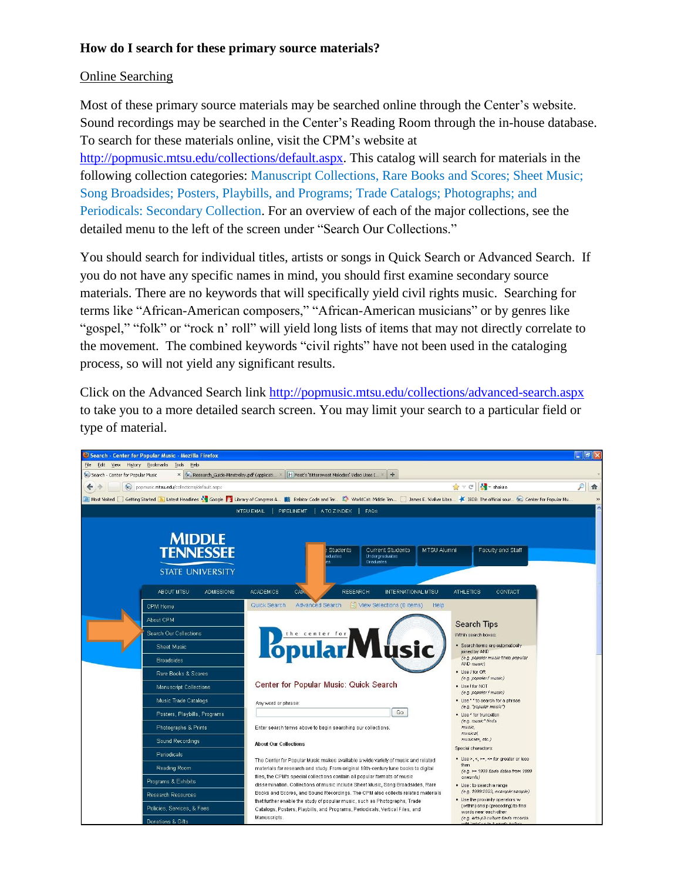**How do I search for these primary source materials?**

Online Searching

Most of these primary source materials may be searched online through the Center's website. Sound recordings may be searched in the Center's Reading Room through the in-house database. To search for these materials online, visit the CPM's website at http://popmusic.mtsu.edu/collections/default.aspx. This catalog will search for materials in the following collection categories: Manuscript Collections, Rare Books and Scores; Sheet Music; Song Broadsides; Posters, Playbills, and Programs; Trade Catalogs; Photographs; and Periodicals: Secondary Collection. For an overview of each of the major collections, see the detailed menu to the left of the screen under "Search Our Collections."

You should search for individual titles, artists or songs in Quick Search or Advanced Search. If you do not have any specific names in mind, you should first examine secondary source materials. There are no keywords that will specifically yield civil rights music. Searching for terms like "African-American composers," "African-American musicians" or by genres like "gospel," "folk" or "rock n' roll" will yield long lists of items that may not directly correlate to the movement. The combined keywords "civil rights" have not been used in the cataloging process, so will not yield any significant results.

Click on the Advanced Search link http://popmusic.mtsu.edu/collections/advanced-search.aspx to take you to a more detailed search screen. You may limit your search to a particular field or type of material.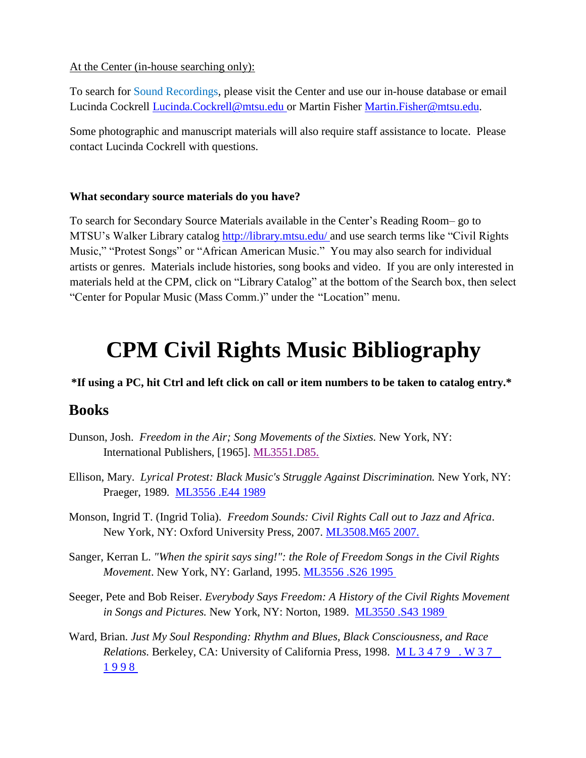At the Center (in-house searching only):

To search for Sound Recordings, please visit the Center and use our in-house database or email Lucinda Cockrell Lucinda.Cockrell@mtsu.edu or Martin Fisher Martin.Fisher@mtsu.edu.

Some photographic and manuscript materials will also require staff assistance to locate. Please contact Lucinda Cockrell with questions.

**What secondary source materials do you have?**

To search for Secondary Source Materials available in the Center's Reading Room– go to MTSU's Walker Library catalog http://library.mtsu.edu/ and use search terms like "Civil Rights Music," "Protest Songs" or "African American Music." You may also search for individual artists or genres. Materials include histories, song books and video. If you are only interested in materials held at the CPM, click on "Library Catalog" at the bottom of the Search box, then select "Center for Popular Music (Mass Comm.)" under the "Location" menu.

# CPM Civil Rights Music Bibliography

**\*If using a PC, hit Ctrl and left click on call or item numbers to be taken to catalog entry.\***

## Books

Dunson, Josh. *Freedom in the Air; Song Movements of the Sixties.* New York, NY: International Publishers, [1965]. ML3551.D85.

Ellison, Mary. *Lyrical Protest: Black Music's Struggle Against Discrimination.* New York, NY: Praeger, 1989. ML3556 .E44 1989

Monson, Ingrid T. (Ingrid Tolia). *Freedom Sounds: Civil Rights Call out to Jazz and Africa*. New York, NY: Oxford University Press, 2007. ML3508.M65 2007.

Sanger, Kerran L. *"When the spirit says sing!": the Role of Freedom Songs in the Civil Rights Movement*. New York, NY: Garland, 1995. ML3556 .S26 1995

Seeger, Pete and Bob Reiser. *Everybody Says Freedom: A History of the Civil Rights Movement in Songs and Pictures.* New York, NY: Norton, 1989. ML3550 .S43 1989

Ward, Brian. *Just My Soul Responding: Rhythm and Blues, Black Consciousness, and Race Relations.* Berkeley, CA: University of California Press, 1998. ML3479 .W37 1998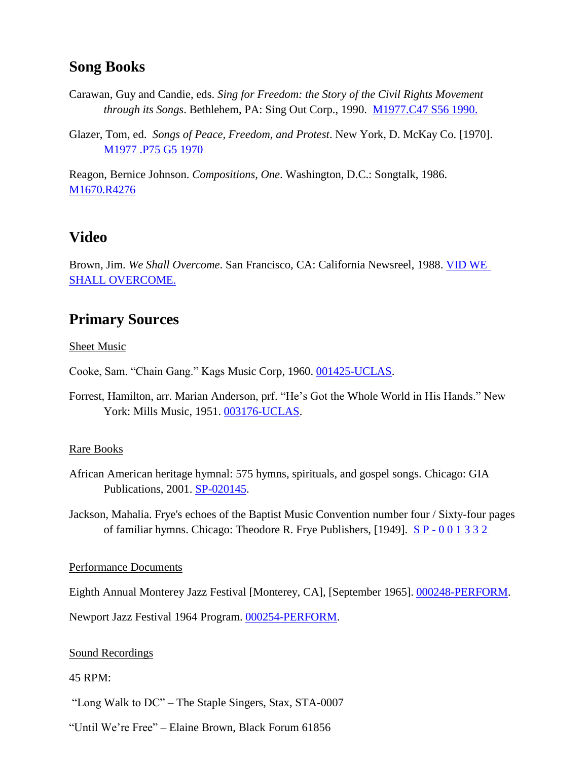## Song Books

Carawan, Guy and Candie, eds. *Sing for Freedom: the Story of the Civil Rights Movement through its Songs*. Bethlehem, PA: Sing Out Corp., 1990. M1977.C47 S56 1990.

Glazer, Tom, ed. *Songs of Peace, Freedom, and Protest*. New York, D. McKay Co. [1970]. M1977 .P75 G5 1970

Reagon, Bernice Johnson. *Compositions, One*. Washington, D.C.: Songtalk, 1986. M1670.R4276

## Video

Brown, Jim. *We Shall Overcome*. San Francisco, CA: California Newsreel, 1988. VID WE SHALL OVERCOME.

## Primary Sources

Sheet Music

Cooke, Sam. "Chain Gang." Kags Music Corp, 1960. 001425-UCLAS.

Forrest, Hamilton, arr. Marian Anderson, prf. "He's Got the Whole World in His Hands." New York: Mills Music, 1951. 003176-UCLAS.

Rare Books

African American heritage hymnal: 575 hymns, spirituals, and gospel songs. Chicago: GIA Publications, 2001. SP-020145.

Jackson, Mahalia. Frye's echoes of the Baptist Music Convention number four / Sixty-four pages of familiar hymns. Chicago: Theodore R. Frye Publishers, [1949]. S P - 0 0 1 3 3 2

Performance Documents

Eighth Annual Monterey Jazz Festival [Monterey, CA], [September 1965]. 000248-PERFORM.

Newport Jazz Festival 1964 Program. 000254-PERFORM.

Sound Recordings

45 RPM:

"Long Walk to DC" – The Staple Singers, Stax, STA-0007

"Until We're Free" – Elaine Brown, Black Forum 61856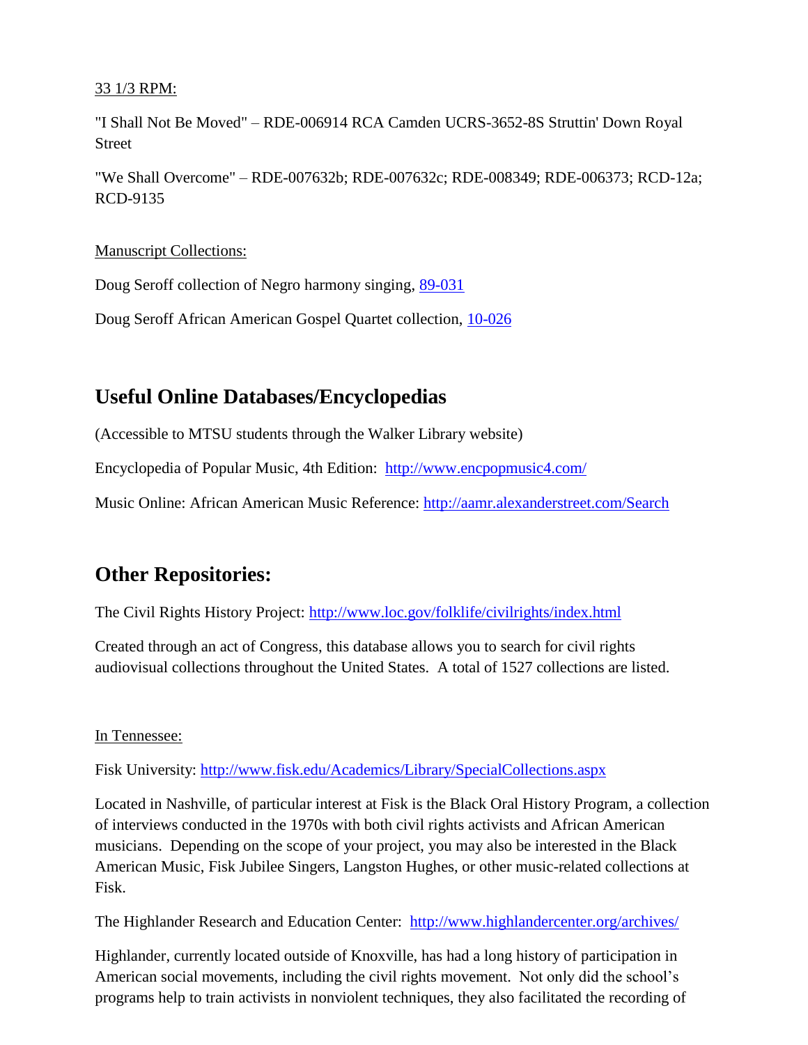33 1/3 RPM:

"I Shall Not Be Moved" – RDE-006914 RCA Camden UCRS-3652-8S Struttin' Down Royal Street

"We Shall Overcome" – RDE-007632b; RDE-007632c; RDE-008349; RDE-006373; RCD-12a; RCD-9135

Manuscript Collections:

Doug Seroff collection of Negro harmony singing, 89-031

Doug Seroff African American Gospel Quartet collection, 10-026

## Useful Online Databases/Encyclopedias

(Accessible to MTSU students through the Walker Library website)

Encyclopedia of Popular Music, 4th Edition: http://www.encpopmusic4.com/

Music Online: African American Music Reference: http://aamr.alexanderstreet.com/Search

## Other Repositories:

The Civil Rights History Project: http://www.loc.gov/folklife/civilrights/index.html

Created through an act of Congress, this database allows you to search for civil rights audiovisual collections throughout the United States. A total of 1527 collections are listed.

In Tennessee:

Fisk University: http://www.fisk.edu/Academics/Library/SpecialCollections.aspx

Located in Nashville, of particular interest at Fisk is the Black Oral History Program, a collection of interviews conducted in the 1970s with both civil rights activists and African American musicians. Depending on the scope of your project, you may also be interested in the Black American Music, Fisk Jubilee Singers, Langston Hughes, or other music-related collections at Fisk.

The Highlander Research and Education Center: http://www.highlandercenter.org/archives/

Highlander, currently located outside of Knoxville, has had a long history of participation in American social movements, including the civil rights movement. Not only did the school's programs help to train activists in nonviolent techniques, they also facilitated the recording of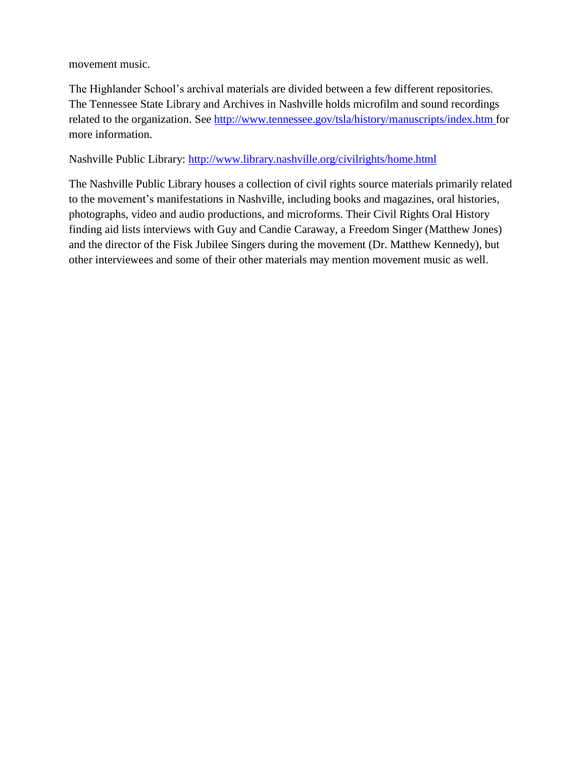movement music.

The Highlander School's archival materials are divided between a few different repositories. The Tennessee State Library and Archives in Nashville holds microfilm and sound recordings related to the organization. See [http://www.tennessee.gov/tsla/history/manuscripts/index.htm](http://www.tennessee.gov/tsla/history/manuscripts/index.htm) for more information.

Nashville Public Library: [http://www.library.nashville.org/civilrights/home.html](http://www.library.nashville.org/civilrights/home.html)

The Nashville Public Library houses a collection of civil rights source materials primarily related to the movement's manifestations in Nashville, including books and magazines, oral histories, photographs, video and audio productions, and microforms. Their Civil Rights Oral History finding aid lists interviews with Guy and Candie Caraway, a Freedom Singer (Matthew Jones) and the director of the Fisk Jubilee Singers during the movement (Dr. Matthew Kennedy), but other interviewees and some of their other materials may mention movement music as well.